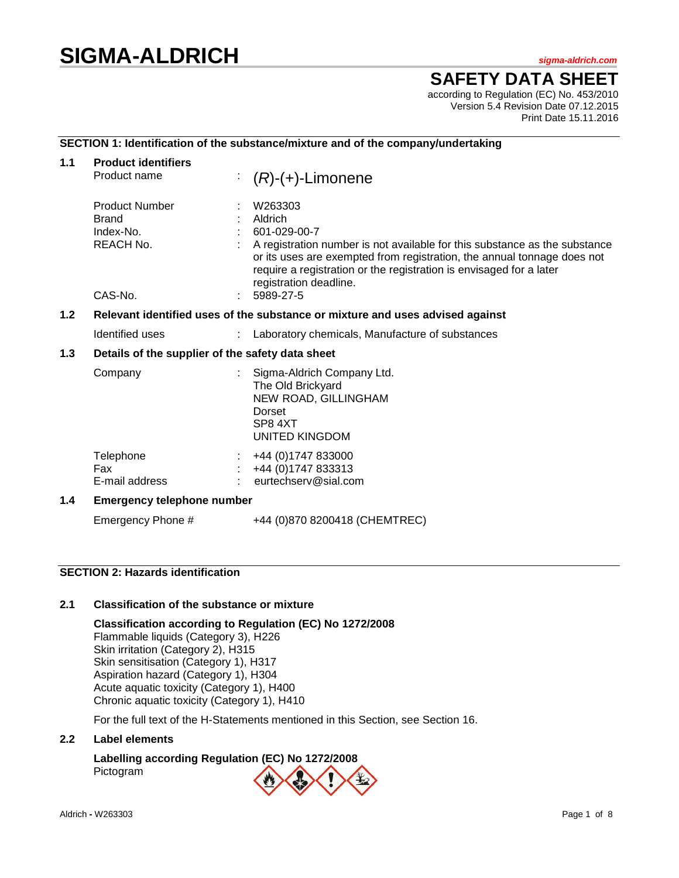# SIGMA-ALDRICH

sigma-aldrich.com

## SAFETY DATA SHEET

according to Regulation (EC) No. 453/2010
Version 5.4 Revision Date 07.12.2015
Print Date 15.11.2016

## SECTION 1: Identification of the substance/mixture and of the company/undertaking

### 1.1 Product identifiers

| | | |
|---|---|---|
| Product name | : | (*R*)-(+)-Limonene |
| Product Number | : | W263303 |
| Brand | : | Aldrich |
| Index-No. | : | 601-029-00-7 |
| REACH No. | : | A registration number is not available for this substance as the substance or its uses are exempted from registration, the annual tonnage does not require a registration or the registration is envisaged for a later registration deadline. |
| CAS-No. | : | 5989-27-5 |

### 1.2 Relevant identified uses of the substance or mixture and uses advised against

| | | |
|---|---|---|
| Identified uses | : | Laboratory chemicals, Manufacture of substances |

### 1.3 Details of the supplier of the safety data sheet

| | | |
|---|---|---|
| Company | : | Sigma-Aldrich Company Ltd.<br>The Old Brickyard<br>NEW ROAD, GILLINGHAM<br>Dorset<br>SP8 4XT<br>UNITED KINGDOM |
| Telephone | : | +44 (0)1747 833000 |
| Fax | : | +44 (0)1747 833313 |
| E-mail address | : | eurtechserv@sial.com |

### 1.4 Emergency telephone number

Emergency Phone # +44 (0)870 8200418 (CHEMTREC)

## SECTION 2: Hazards identification

### 2.1 Classification of the substance or mixture

**Classification according to Regulation (EC) No 1272/2008**
Flammable liquids (Category 3), H226
Skin irritation (Category 2), H315
Skin sensitisation (Category 1), H317
Aspiration hazard (Category 1), H304
Acute aquatic toxicity (Category 1), H400
Chronic aquatic toxicity (Category 1), H410

For the full text of the H-Statements mentioned in this Section, see Section 16.

### 2.2 Label elements

**Labelling according Regulation (EC) No 1272/2008**
Pictogram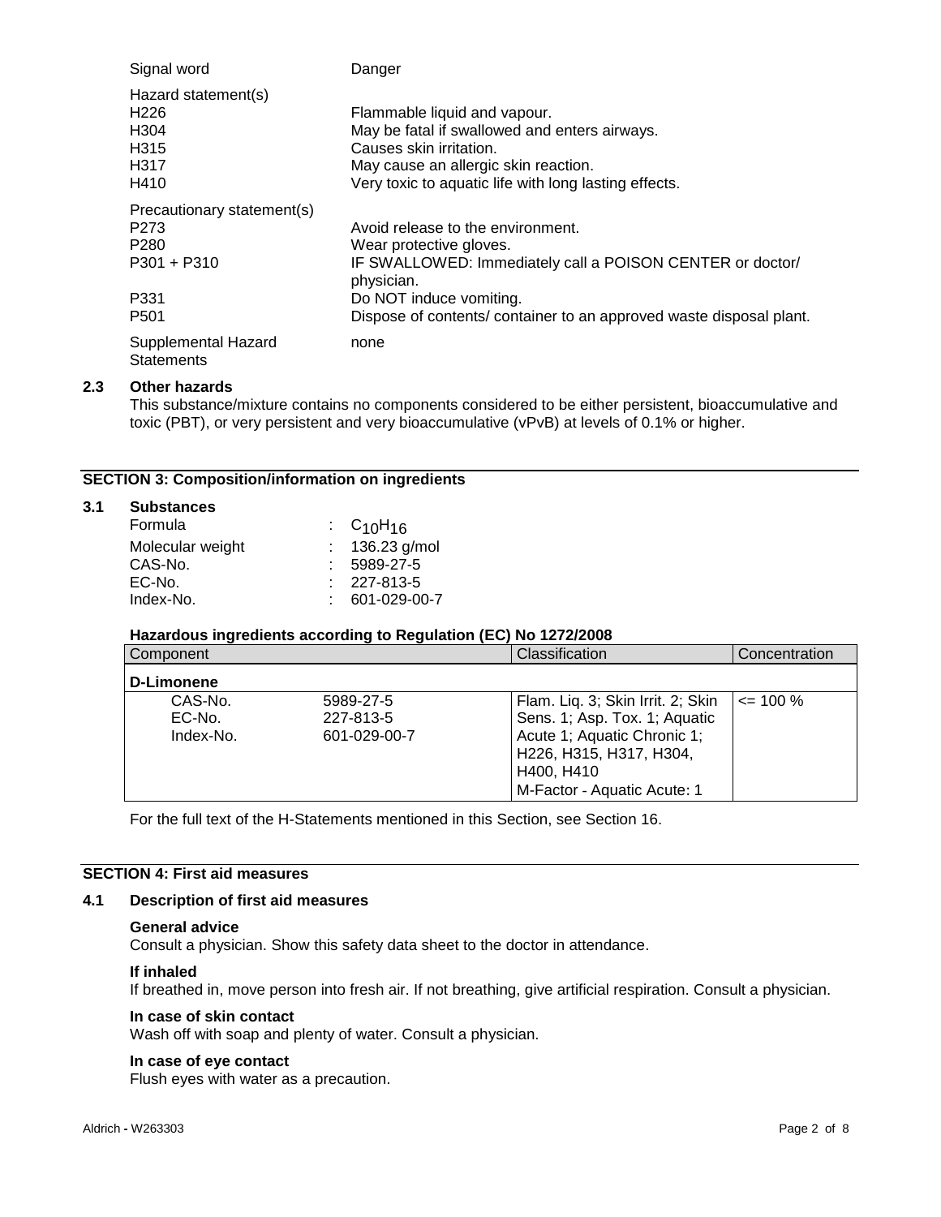| | |
|---|---|
| Signal word | Danger |

Hazard statement(s)

| | |
|---|---|
| H226 | Flammable liquid and vapour. |
| H304 | May be fatal if swallowed and enters airways. |
| H315 | Causes skin irritation. |
| H317 | May cause an allergic skin reaction. |
| H410 | Very toxic to aquatic life with long lasting effects. |

Precautionary statement(s)

| | |
|---|---|
| P273 | Avoid release to the environment. |
| P280 | Wear protective gloves. |
| P301 + P310 | IF SWALLOWED: Immediately call a POISON CENTER or doctor/ physician. |
| P331 | Do NOT induce vomiting. |
| P501 | Dispose of contents/ container to an approved waste disposal plant. |

| | |
|---|---|
| Supplemental Hazard Statements | none |

### 2.3 Other hazards

This substance/mixture contains no components considered to be either persistent, bioaccumulative and toxic (PBT), or very persistent and very bioaccumulative (vPvB) at levels of 0.1% or higher.

## SECTION 3: Composition/information on ingredients

### 3.1 Substances

| | |
|---|---|
| Formula | : $C_{10}H_{16}$ |
| Molecular weight | : 136.23 g/mol |
| CAS-No. | : 5989-27-5 |
| EC-No. | : 227-813-5 |
| Index-No. | : 601-029-00-7 |

**Hazardous ingredients according to Regulation (EC) No 1272/2008**

| Component | | Classification | Concentration |
|---|---|---|---|
| **D-Limonene** | | | |
| CAS-No.<br>EC-No.<br>Index-No. | 5989-27-5<br>227-813-5<br>601-029-00-7 | Flam. Liq. 3; Skin Irrit. 2; Skin Sens. 1; Asp. Tox. 1; Aquatic Acute 1; Aquatic Chronic 1; H226, H315, H317, H304, H400, H410<br>M-Factor - Aquatic Acute: 1 | <= 100 % |

For the full text of the H-Statements mentioned in this Section, see Section 16.

## SECTION 4: First aid measures

### 4.1 Description of first aid measures

**General advice**
Consult a physician. Show this safety data sheet to the doctor in attendance.

**If inhaled**
If breathed in, move person into fresh air. If not breathing, give artificial respiration. Consult a physician.

**In case of skin contact**
Wash off with soap and plenty of water. Consult a physician.

**In case of eye contact**
Flush eyes with water as a precaution.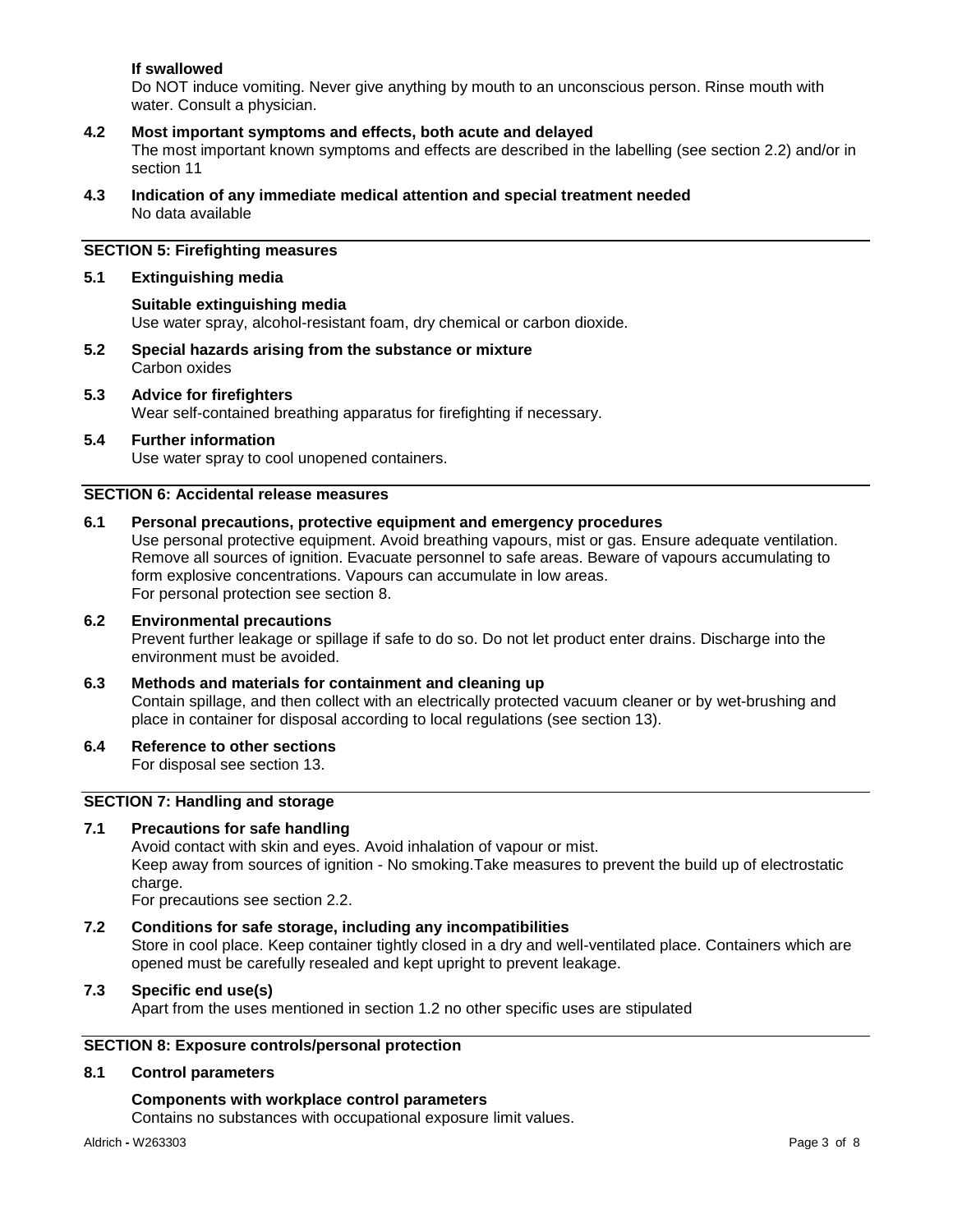**If swallowed**

Do NOT induce vomiting. Never give anything by mouth to an unconscious person. Rinse mouth with water. Consult a physician.

**4.2 Most important symptoms and effects, both acute and delayed**

The most important known symptoms and effects are described in the labelling (see section 2.2) and/or in section 11

**4.3 Indication of any immediate medical attention and special treatment needed**

No data available

## SECTION 5: Firefighting measures

**5.1 Extinguishing media**

**Suitable extinguishing media**

Use water spray, alcohol-resistant foam, dry chemical or carbon dioxide.

**5.2 Special hazards arising from the substance or mixture**

Carbon oxides

**5.3 Advice for firefighters**

Wear self-contained breathing apparatus for firefighting if necessary.

**5.4 Further information**

Use water spray to cool unopened containers.

## SECTION 6: Accidental release measures

**6.1 Personal precautions, protective equipment and emergency procedures**

Use personal protective equipment. Avoid breathing vapours, mist or gas. Ensure adequate ventilation. Remove all sources of ignition. Evacuate personnel to safe areas. Beware of vapours accumulating to form explosive concentrations. Vapours can accumulate in low areas.
For personal protection see section 8.

**6.2 Environmental precautions**

Prevent further leakage or spillage if safe to do so. Do not let product enter drains. Discharge into the environment must be avoided.

**6.3 Methods and materials for containment and cleaning up**

Contain spillage, and then collect with an electrically protected vacuum cleaner or by wet-brushing and place in container for disposal according to local regulations (see section 13).

**6.4 Reference to other sections**

For disposal see section 13.

## SECTION 7: Handling and storage

**7.1 Precautions for safe handling**

Avoid contact with skin and eyes. Avoid inhalation of vapour or mist.
Keep away from sources of ignition - No smoking.Take measures to prevent the build up of electrostatic charge.
For precautions see section 2.2.

**7.2 Conditions for safe storage, including any incompatibilities**

Store in cool place. Keep container tightly closed in a dry and well-ventilated place. Containers which are opened must be carefully resealed and kept upright to prevent leakage.

**7.3 Specific end use(s)**

Apart from the uses mentioned in section 1.2 no other specific uses are stipulated

## SECTION 8: Exposure controls/personal protection

**8.1 Control parameters**

**Components with workplace control parameters**

Contains no substances with occupational exposure limit values.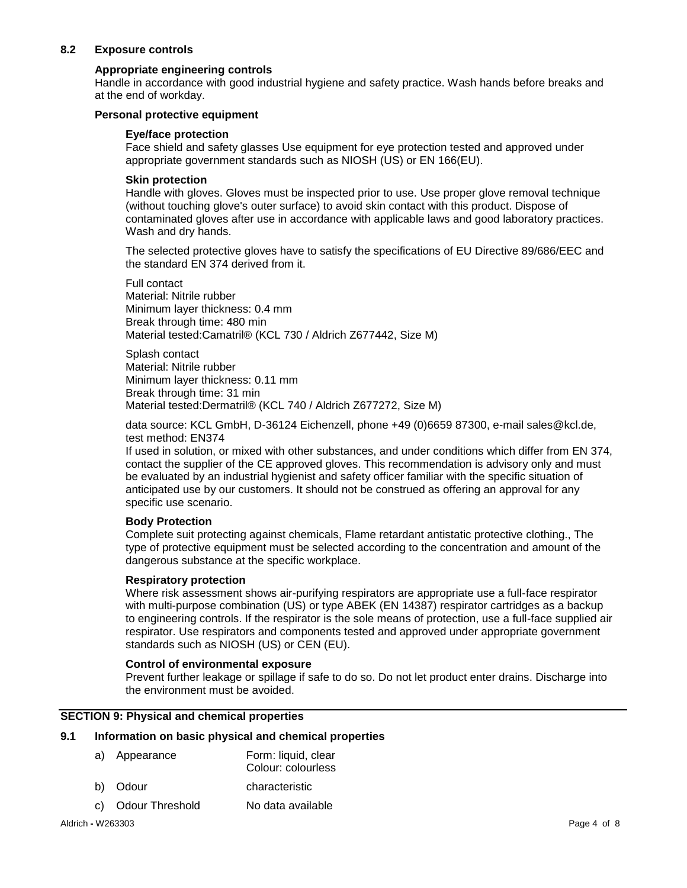### 8.2 Exposure controls

**Appropriate engineering controls**

Handle in accordance with good industrial hygiene and safety practice. Wash hands before breaks and at the end of workday.

**Personal protective equipment**

**Eye/face protection**

Face shield and safety glasses Use equipment for eye protection tested and approved under appropriate government standards such as NIOSH (US) or EN 166(EU).

**Skin protection**

Handle with gloves. Gloves must be inspected prior to use. Use proper glove removal technique (without touching glove's outer surface) to avoid skin contact with this product. Dispose of contaminated gloves after use in accordance with applicable laws and good laboratory practices. Wash and dry hands.

The selected protective gloves have to satisfy the specifications of EU Directive 89/686/EEC and the standard EN 374 derived from it.

Full contact
Material: Nitrile rubber
Minimum layer thickness: 0.4 mm
Break through time: 480 min
Material tested:Camatril® (KCL 730 / Aldrich Z677442, Size M)

Splash contact
Material: Nitrile rubber
Minimum layer thickness: 0.11 mm
Break through time: 31 min
Material tested:Dermatril® (KCL 740 / Aldrich Z677272, Size M)

data source: KCL GmbH, D-36124 Eichenzell, phone +49 (0)6659 87300, e-mail sales@kcl.de, test method: EN374
If used in solution, or mixed with other substances, and under conditions which differ from EN 374, contact the supplier of the CE approved gloves. This recommendation is advisory only and must be evaluated by an industrial hygienist and safety officer familiar with the specific situation of anticipated use by our customers. It should not be construed as offering an approval for any specific use scenario.

**Body Protection**

Complete suit protecting against chemicals, Flame retardant antistatic protective clothing., The type of protective equipment must be selected according to the concentration and amount of the dangerous substance at the specific workplace.

**Respiratory protection**

Where risk assessment shows air-purifying respirators are appropriate use a full-face respirator with multi-purpose combination (US) or type ABEK (EN 14387) respirator cartridges as a backup to engineering controls. If the respirator is the sole means of protection, use a full-face supplied air respirator. Use respirators and components tested and approved under appropriate government standards such as NIOSH (US) or CEN (EU).

**Control of environmental exposure**

Prevent further leakage or spillage if safe to do so. Do not let product enter drains. Discharge into the environment must be avoided.

## SECTION 9: Physical and chemical properties

### 9.1 Information on basic physical and chemical properties

| | | |
|---|---|---|
| a) | Appearance | Form: liquid, clear<br>Colour: colourless |
| b) | Odour | characteristic |
| c) | Odour Threshold | No data available |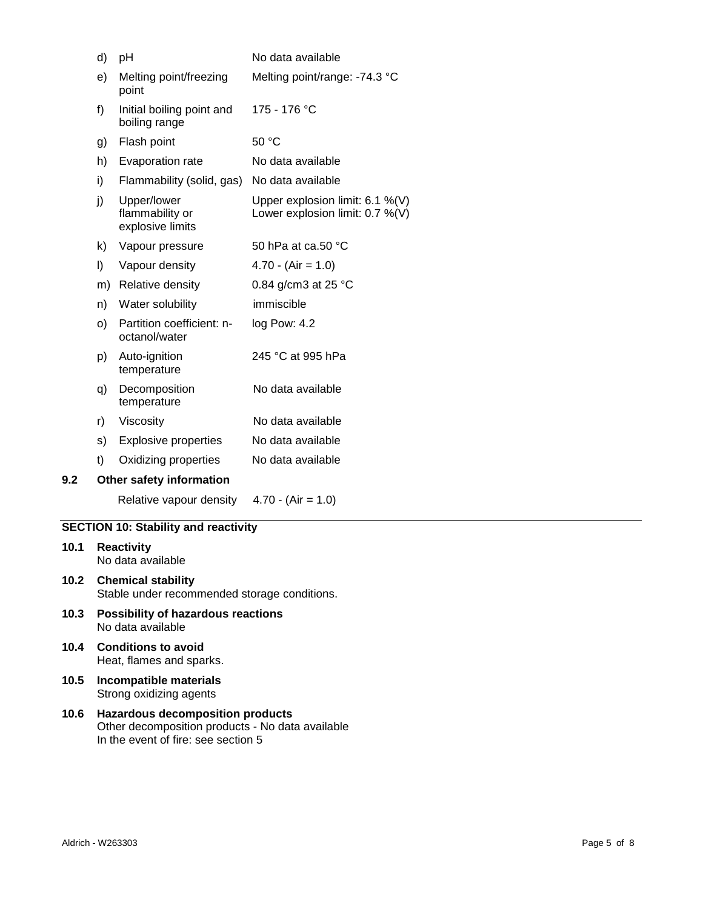| | | |
|---|---|---|
| d) | pH | No data available |
| e) | Melting point/freezing point | Melting point/range: -74.3 °C |
| f) | Initial boiling point and boiling range | 175 - 176 °C |
| g) | Flash point | 50 °C |
| h) | Evaporation rate | No data available |
| i) | Flammability (solid, gas) | No data available |
| j) | Upper/lower flammability or explosive limits | Upper explosion limit: 6.1 %(V)<br>Lower explosion limit: 0.7 %(V) |
| k) | Vapour pressure | 50 hPa at ca.50 °C |
| l) | Vapour density | 4.70 - (Air = 1.0) |
| m) | Relative density | 0.84 g/cm3 at 25 °C |
| n) | Water solubility | immiscible |
| o) | Partition coefficient: n-octanol/water | log Pow: 4.2 |
| p) | Auto-ignition temperature | 245 °C at 995 hPa |
| q) | Decomposition temperature | No data available |
| r) | Viscosity | No data available |
| s) | Explosive properties | No data available |
| t) | Oxidizing properties | No data available |

**9.2 Other safety information**

Relative vapour density 4.70 - (Air = 1.0)

## SECTION 10: Stability and reactivity

**10.1 Reactivity**
No data available

**10.2 Chemical stability**
Stable under recommended storage conditions.

**10.3 Possibility of hazardous reactions**
No data available

**10.4 Conditions to avoid**
Heat, flames and sparks.

**10.5 Incompatible materials**
Strong oxidizing agents

**10.6 Hazardous decomposition products**
Other decomposition products - No data available
In the event of fire: see section 5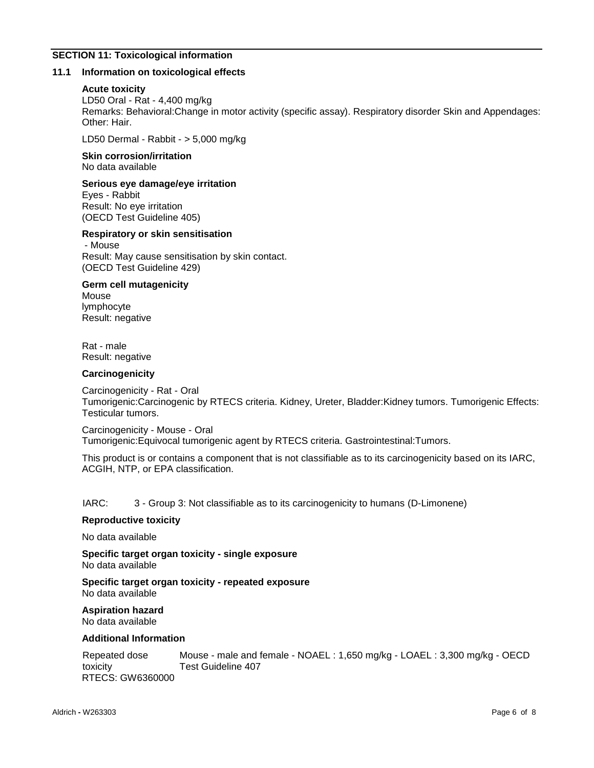## SECTION 11: Toxicological information

### 11.1 Information on toxicological effects

**Acute toxicity**

LD50 Oral - Rat - 4,400 mg/kg

Remarks: Behavioral:Change in motor activity (specific assay). Respiratory disorder Skin and Appendages: Other: Hair.

LD50 Dermal - Rabbit - > 5,000 mg/kg

**Skin corrosion/irritation**

No data available

**Serious eye damage/eye irritation**

Eyes - Rabbit
Result: No eye irritation
(OECD Test Guideline 405)

**Respiratory or skin sensitisation**

- Mouse
Result: May cause sensitisation by skin contact.
(OECD Test Guideline 429)

**Germ cell mutagenicity**

Mouse
lymphocyte
Result: negative

Rat - male
Result: negative

**Carcinogenicity**

Carcinogenicity - Rat - Oral
Tumorigenic:Carcinogenic by RTECS criteria. Kidney, Ureter, Bladder:Kidney tumors. Tumorigenic Effects: Testicular tumors.

Carcinogenicity - Mouse - Oral
Tumorigenic:Equivocal tumorigenic agent by RTECS criteria. Gastrointestinal:Tumors.

This product is or contains a component that is not classifiable as to its carcinogenicity based on its IARC, ACGIH, NTP, or EPA classification.

IARC: 3 - Group 3: Not classifiable as to its carcinogenicity to humans (D-Limonene)

**Reproductive toxicity**

No data available

**Specific target organ toxicity - single exposure**

No data available

**Specific target organ toxicity - repeated exposure**

No data available

**Aspiration hazard**

No data available

**Additional Information**

Repeated dose toxicity: Mouse - male and female - NOAEL : 1,650 mg/kg - LOAEL : 3,300 mg/kg - OECD Test Guideline 407

RTECS: GW6360000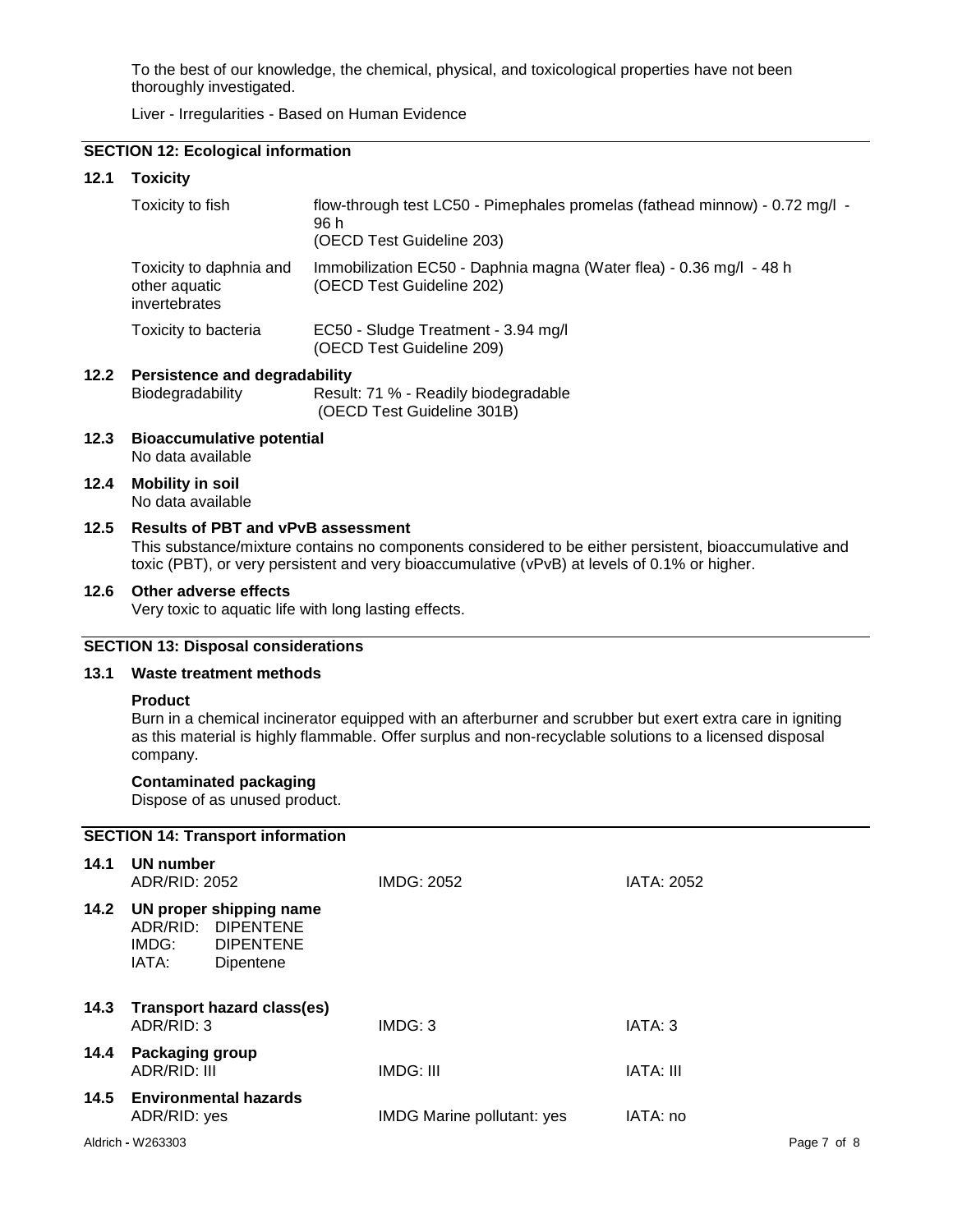To the best of our knowledge, the chemical, physical, and toxicological properties have not been thoroughly investigated.

Liver - Irregularities - Based on Human Evidence

## SECTION 12: Ecological information

### 12.1 Toxicity

| | |
|---|---|
| Toxicity to fish | flow-through test LC50 - Pimephales promelas (fathead minnow) - 0.72 mg/l - 96 h (OECD Test Guideline 203) |
| Toxicity to daphnia and other aquatic invertebrates | Immobilization EC50 - Daphnia magna (Water flea) - 0.36 mg/l - 48 h (OECD Test Guideline 202) |
| Toxicity to bacteria | EC50 - Sludge Treatment - 3.94 mg/l (OECD Test Guideline 209) |

### 12.2 Persistence and degradability

Biodegradability: Result: 71 % - Readily biodegradable (OECD Test Guideline 301B)

### 12.3 Bioaccumulative potential

No data available

### 12.4 Mobility in soil

No data available

### 12.5 Results of PBT and vPvB assessment

This substance/mixture contains no components considered to be either persistent, bioaccumulative and toxic (PBT), or very persistent and very bioaccumulative (vPvB) at levels of 0.1% or higher.

### 12.6 Other adverse effects

Very toxic to aquatic life with long lasting effects.

## SECTION 13: Disposal considerations

### 13.1 Waste treatment methods

**Product**

Burn in a chemical incinerator equipped with an afterburner and scrubber but exert extra care in igniting as this material is highly flammable. Offer surplus and non-recyclable solutions to a licensed disposal company.

**Contaminated packaging**

Dispose of as unused product.

## SECTION 14: Transport information

### 14.1 UN number

| | | |
|---|---|---|
| ADR/RID: 2052 | IMDG: 2052 | IATA: 2052 |

### 14.2 UN proper shipping name

ADR/RID: DIPENTENE
IMDG: DIPENTENE
IATA: Dipentene

### 14.3 Transport hazard class(es)

| | | |
|---|---|---|
| ADR/RID: 3 | IMDG: 3 | IATA: 3 |

### 14.4 Packaging group

| | | |
|---|---|---|
| ADR/RID: III | IMDG: III | IATA: III |

### 14.5 Environmental hazards

| | | |
|---|---|---|
| ADR/RID: yes | IMDG Marine pollutant: yes | IATA: no |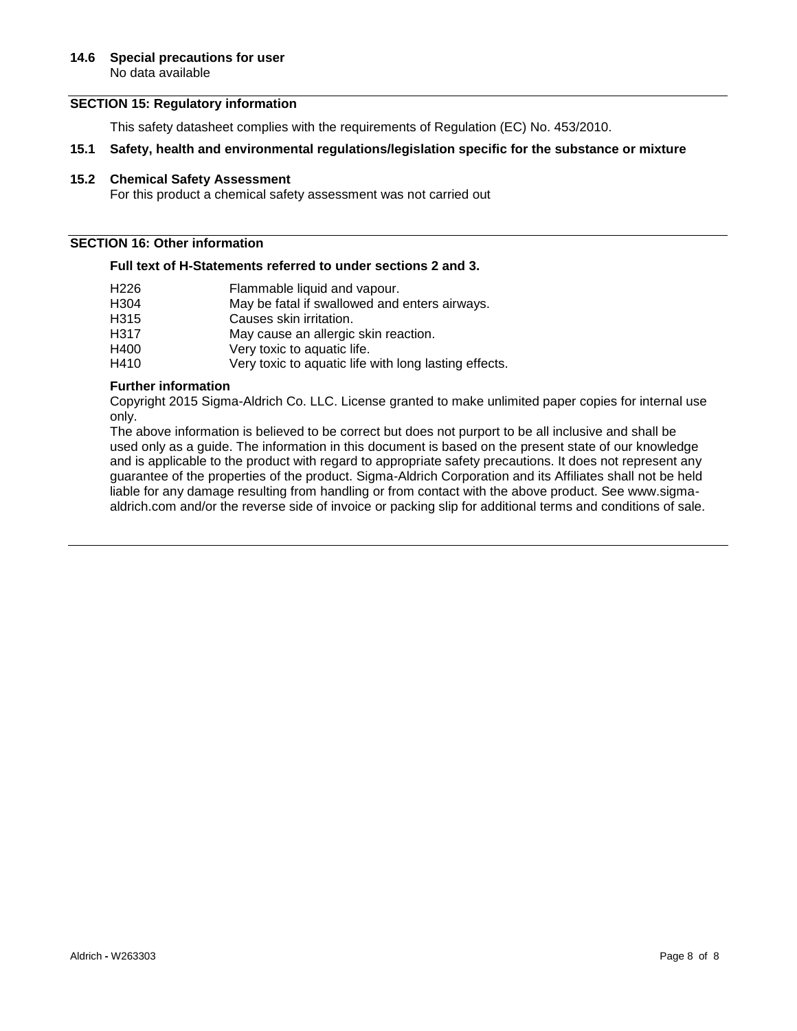### 14.6 Special precautions for user

No data available

## SECTION 15: Regulatory information

This safety datasheet complies with the requirements of Regulation (EC) No. 453/2010.

### 15.1 Safety, health and environmental regulations/legislation specific for the substance or mixture

### 15.2 Chemical Safety Assessment

For this product a chemical safety assessment was not carried out

## SECTION 16: Other information

**Full text of H-Statements referred to under sections 2 and 3.**

| | |
|---|---|
| H226 | Flammable liquid and vapour. |
| H304 | May be fatal if swallowed and enters airways. |
| H315 | Causes skin irritation. |
| H317 | May cause an allergic skin reaction. |
| H400 | Very toxic to aquatic life. |
| H410 | Very toxic to aquatic life with long lasting effects. |

**Further information**

Copyright 2015 Sigma-Aldrich Co. LLC. License granted to make unlimited paper copies for internal use only.

The above information is believed to be correct but does not purport to be all inclusive and shall be used only as a guide. The information in this document is based on the present state of our knowledge and is applicable to the product with regard to appropriate safety precautions. It does not represent any guarantee of the properties of the product. Sigma-Aldrich Corporation and its Affiliates shall not be held liable for any damage resulting from handling or from contact with the above product. See www.sigma-aldrich.com and/or the reverse side of invoice or packing slip for additional terms and conditions of sale.